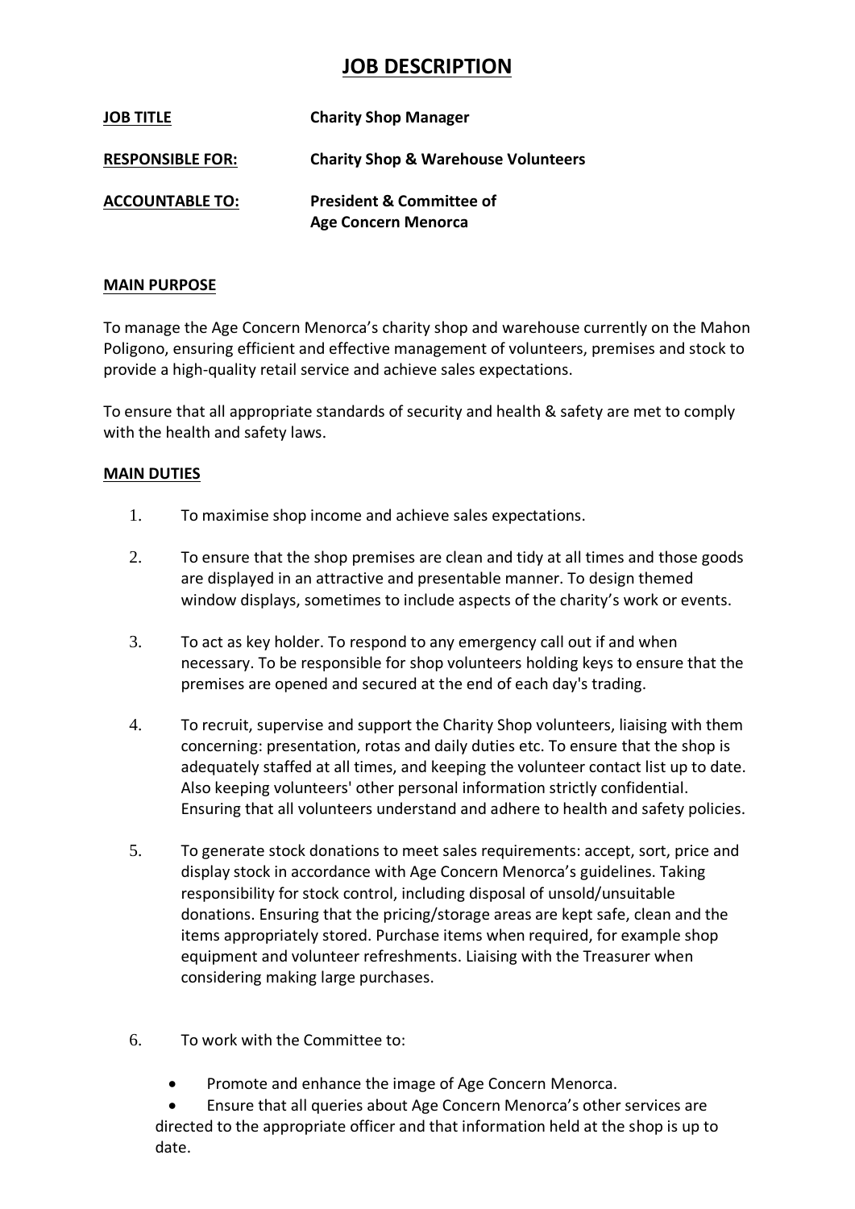# JOB DESCRIPTION

**JOB TITLE** **Charity Shop Manager**

**RESPONSIBLE FOR:** **Charity Shop & Warehouse Volunteers**

**ACCOUNTABLE TO:** **President & Committee of Age Concern Menorca**

## MAIN PURPOSE

To manage the Age Concern Menorca's charity shop and warehouse currently on the Mahon Poligono, ensuring efficient and effective management of volunteers, premises and stock to provide a high-quality retail service and achieve sales expectations.

To ensure that all appropriate standards of security and health & safety are met to comply with the health and safety laws.

## MAIN DUTIES

1. To maximise shop income and achieve sales expectations.

2. To ensure that the shop premises are clean and tidy at all times and those goods are displayed in an attractive and presentable manner. To design themed window displays, sometimes to include aspects of the charity's work or events.

3. To act as key holder. To respond to any emergency call out if and when necessary. To be responsible for shop volunteers holding keys to ensure that the premises are opened and secured at the end of each day's trading.

4. To recruit, supervise and support the Charity Shop volunteers, liaising with them concerning: presentation, rotas and daily duties etc. To ensure that the shop is adequately staffed at all times, and keeping the volunteer contact list up to date. Also keeping volunteers' other personal information strictly confidential. Ensuring that all volunteers understand and adhere to health and safety policies.

5. To generate stock donations to meet sales requirements: accept, sort, price and display stock in accordance with Age Concern Menorca's guidelines. Taking responsibility for stock control, including disposal of unsold/unsuitable donations. Ensuring that the pricing/storage areas are kept safe, clean and the items appropriately stored. Purchase items when required, for example shop equipment and volunteer refreshments. Liaising with the Treasurer when considering making large purchases.

6. To work with the Committee to:

   - Promote and enhance the image of Age Concern Menorca.
   - Ensure that all queries about Age Concern Menorca's other services are directed to the appropriate officer and that information held at the shop is up to date.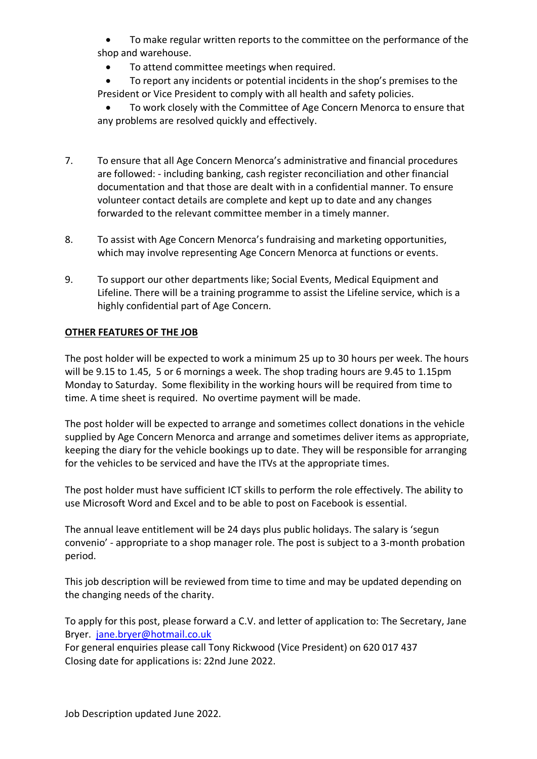- To make regular written reports to the committee on the performance of the shop and warehouse.
- To attend committee meetings when required.
- To report any incidents or potential incidents in the shop's premises to the President or Vice President to comply with all health and safety policies.
- To work closely with the Committee of Age Concern Menorca to ensure that any problems are resolved quickly and effectively.

7. To ensure that all Age Concern Menorca's administrative and financial procedures are followed: - including banking, cash register reconciliation and other financial documentation and that those are dealt with in a confidential manner. To ensure volunteer contact details are complete and kept up to date and any changes forwarded to the relevant committee member in a timely manner.

8. To assist with Age Concern Menorca's fundraising and marketing opportunities, which may involve representing Age Concern Menorca at functions or events.

9. To support our other departments like; Social Events, Medical Equipment and Lifeline. There will be a training programme to assist the Lifeline service, which is a highly confidential part of Age Concern.

**OTHER FEATURES OF THE JOB**

The post holder will be expected to work a minimum 25 up to 30 hours per week. The hours will be 9.15 to 1.45, 5 or 6 mornings a week. The shop trading hours are 9.45 to 1.15pm Monday to Saturday. Some flexibility in the working hours will be required from time to time. A time sheet is required. No overtime payment will be made.

The post holder will be expected to arrange and sometimes collect donations in the vehicle supplied by Age Concern Menorca and arrange and sometimes deliver items as appropriate, keeping the diary for the vehicle bookings up to date. They will be responsible for arranging for the vehicles to be serviced and have the ITVs at the appropriate times.

The post holder must have sufficient ICT skills to perform the role effectively. The ability to use Microsoft Word and Excel and to be able to post on Facebook is essential.

The annual leave entitlement will be 24 days plus public holidays. The salary is 'segun convenio' - appropriate to a shop manager role. The post is subject to a 3-month probation period.

This job description will be reviewed from time to time and may be updated depending on the changing needs of the charity.

To apply for this post, please forward a C.V. and letter of application to: The Secretary, Jane Bryer. jane.bryer@hotmail.co.uk
For general enquiries please call Tony Rickwood (Vice President) on 620 017 437
Closing date for applications is: 22nd June 2022.

Job Description updated June 2022.